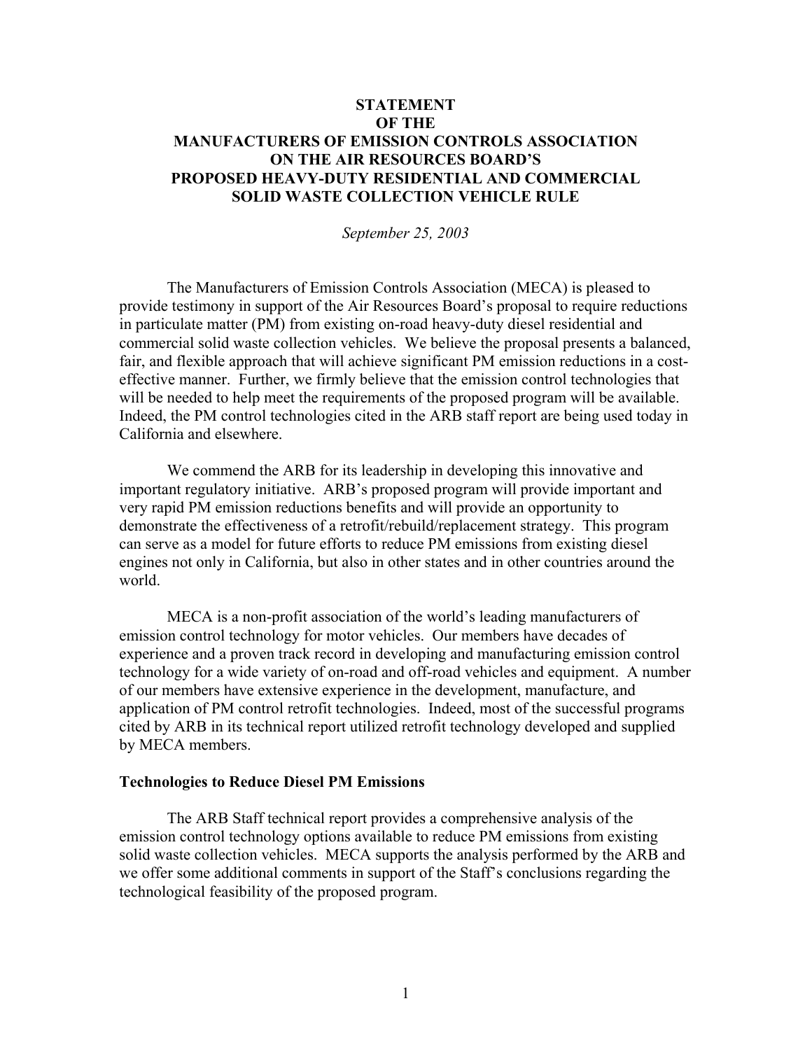# STATEMENT OF THE MANUFACTURERS OF EMISSION CONTROLS ASSOCIATION ON THE AIR RESOURCES BOARD'S PROPOSED HEAVY-DUTY RESIDENTIAL AND COMMERCIAL SOLID WASTE COLLECTION VEHICLE RULE

*September 25, 2003*

The Manufacturers of Emission Controls Association (MECA) is pleased to provide testimony in support of the Air Resources Board's proposal to require reductions in particulate matter (PM) from existing on-road heavy-duty diesel residential and commercial solid waste collection vehicles. We believe the proposal presents a balanced, fair, and flexible approach that will achieve significant PM emission reductions in a cost-effective manner. Further, we firmly believe that the emission control technologies that will be needed to help meet the requirements of the proposed program will be available. Indeed, the PM control technologies cited in the ARB staff report are being used today in California and elsewhere.

We commend the ARB for its leadership in developing this innovative and important regulatory initiative. ARB's proposed program will provide important and very rapid PM emission reductions benefits and will provide an opportunity to demonstrate the effectiveness of a retrofit/rebuild/replacement strategy. This program can serve as a model for future efforts to reduce PM emissions from existing diesel engines not only in California, but also in other states and in other countries around the world.

MECA is a non-profit association of the world's leading manufacturers of emission control technology for motor vehicles. Our members have decades of experience and a proven track record in developing and manufacturing emission control technology for a wide variety of on-road and off-road vehicles and equipment. A number of our members have extensive experience in the development, manufacture, and application of PM control retrofit technologies. Indeed, most of the successful programs cited by ARB in its technical report utilized retrofit technology developed and supplied by MECA members.

## Technologies to Reduce Diesel PM Emissions

The ARB Staff technical report provides a comprehensive analysis of the emission control technology options available to reduce PM emissions from existing solid waste collection vehicles. MECA supports the analysis performed by the ARB and we offer some additional comments in support of the Staff's conclusions regarding the technological feasibility of the proposed program.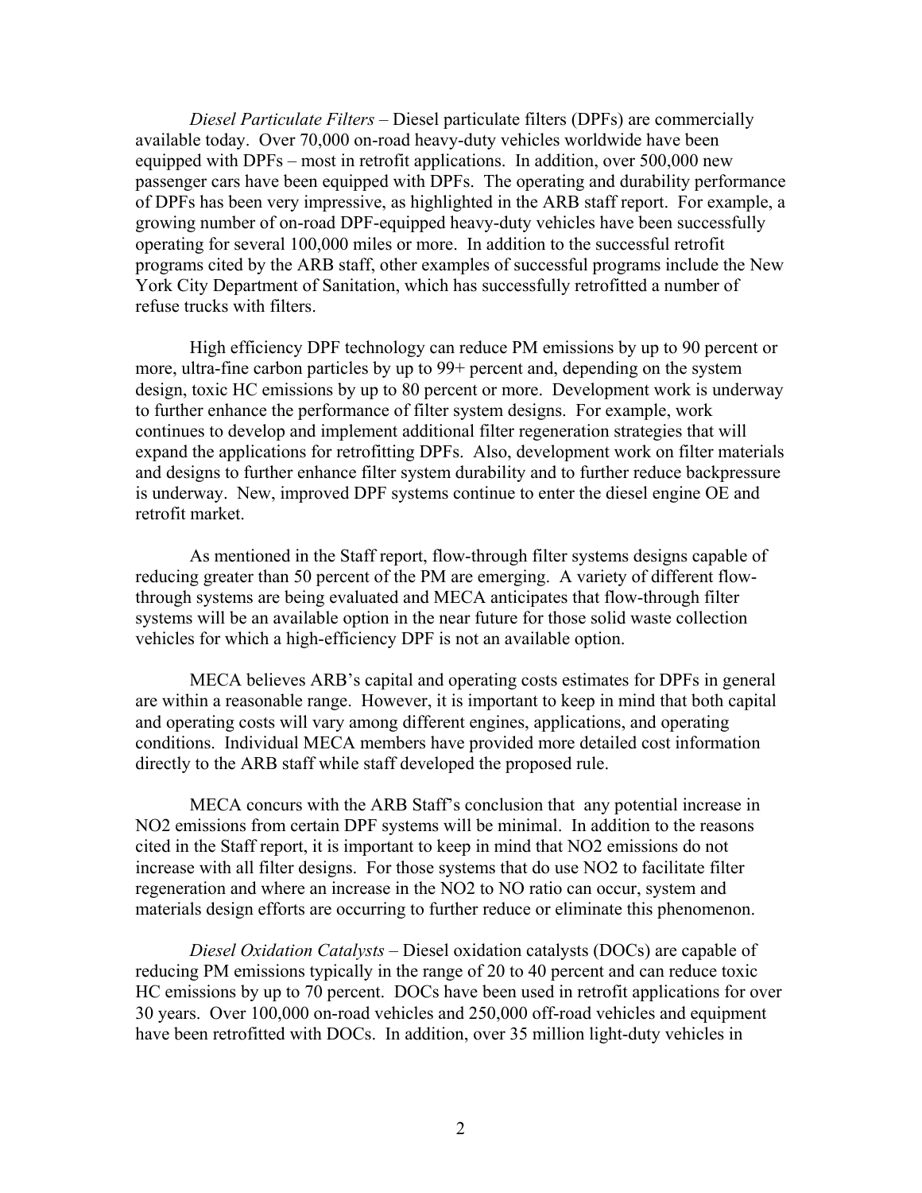*Diesel Particulate Filters* – Diesel particulate filters (DPFs) are commercially available today. Over 70,000 on-road heavy-duty vehicles worldwide have been equipped with DPFs – most in retrofit applications. In addition, over 500,000 new passenger cars have been equipped with DPFs. The operating and durability performance of DPFs has been very impressive, as highlighted in the ARB staff report. For example, a growing number of on-road DPF-equipped heavy-duty vehicles have been successfully operating for several 100,000 miles or more. In addition to the successful retrofit programs cited by the ARB staff, other examples of successful programs include the New York City Department of Sanitation, which has successfully retrofitted a number of refuse trucks with filters.

High efficiency DPF technology can reduce PM emissions by up to 90 percent or more, ultra-fine carbon particles by up to 99+ percent and, depending on the system design, toxic HC emissions by up to 80 percent or more. Development work is underway to further enhance the performance of filter system designs. For example, work continues to develop and implement additional filter regeneration strategies that will expand the applications for retrofitting DPFs. Also, development work on filter materials and designs to further enhance filter system durability and to further reduce backpressure is underway. New, improved DPF systems continue to enter the diesel engine OE and retrofit market.

As mentioned in the Staff report, flow-through filter systems designs capable of reducing greater than 50 percent of the PM are emerging. A variety of different flow-through systems are being evaluated and MECA anticipates that flow-through filter systems will be an available option in the near future for those solid waste collection vehicles for which a high-efficiency DPF is not an available option.

MECA believes ARB's capital and operating costs estimates for DPFs in general are within a reasonable range. However, it is important to keep in mind that both capital and operating costs will vary among different engines, applications, and operating conditions. Individual MECA members have provided more detailed cost information directly to the ARB staff while staff developed the proposed rule.

MECA concurs with the ARB Staff's conclusion that any potential increase in $NO_2$ emissions from certain DPF systems will be minimal. In addition to the reasons cited in the Staff report, it is important to keep in mind that $NO_2$ emissions do not increase with all filter designs. For those systems that do use $NO_2$ to facilitate filter regeneration and where an increase in the $NO_2$ to NO ratio can occur, system and materials design efforts are occurring to further reduce or eliminate this phenomenon.

*Diesel Oxidation Catalysts* – Diesel oxidation catalysts (DOCs) are capable of reducing PM emissions typically in the range of 20 to 40 percent and can reduce toxic HC emissions by up to 70 percent. DOCs have been used in retrofit applications for over 30 years. Over 100,000 on-road vehicles and 250,000 off-road vehicles and equipment have been retrofitted with DOCs. In addition, over 35 million light-duty vehicles in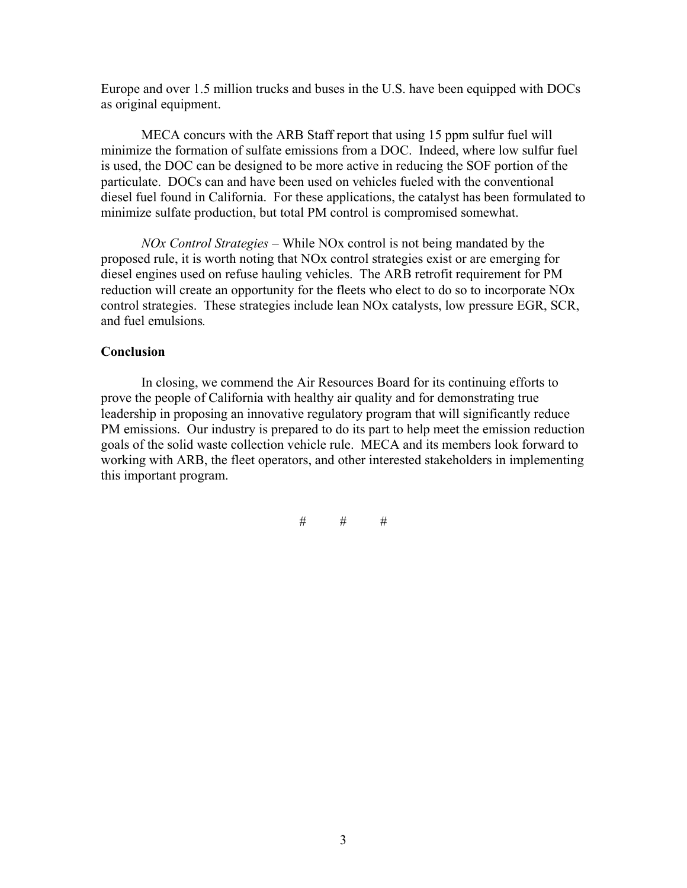Europe and over 1.5 million trucks and buses in the U.S. have been equipped with DOCs as original equipment.

MECA concurs with the ARB Staff report that using 15 ppm sulfur fuel will minimize the formation of sulfate emissions from a DOC. Indeed, where low sulfur fuel is used, the DOC can be designed to be more active in reducing the SOF portion of the particulate. DOCs can and have been used on vehicles fueled with the conventional diesel fuel found in California. For these applications, the catalyst has been formulated to minimize sulfate production, but total PM control is compromised somewhat.

*NOx Control Strategies* – While NOx control is not being mandated by the proposed rule, it is worth noting that NOx control strategies exist or are emerging for diesel engines used on refuse hauling vehicles. The ARB retrofit requirement for PM reduction will create an opportunity for the fleets who elect to do so to incorporate NOx control strategies. These strategies include lean NOx catalysts, low pressure EGR, SCR, and fuel emulsions.

**Conclusion**

In closing, we commend the Air Resources Board for its continuing efforts to prove the people of California with healthy air quality and for demonstrating true leadership in proposing an innovative regulatory program that will significantly reduce PM emissions. Our industry is prepared to do its part to help meet the emission reduction goals of the solid waste collection vehicle rule. MECA and its members look forward to working with ARB, the fleet operators, and other interested stakeholders in implementing this important program.

# # #